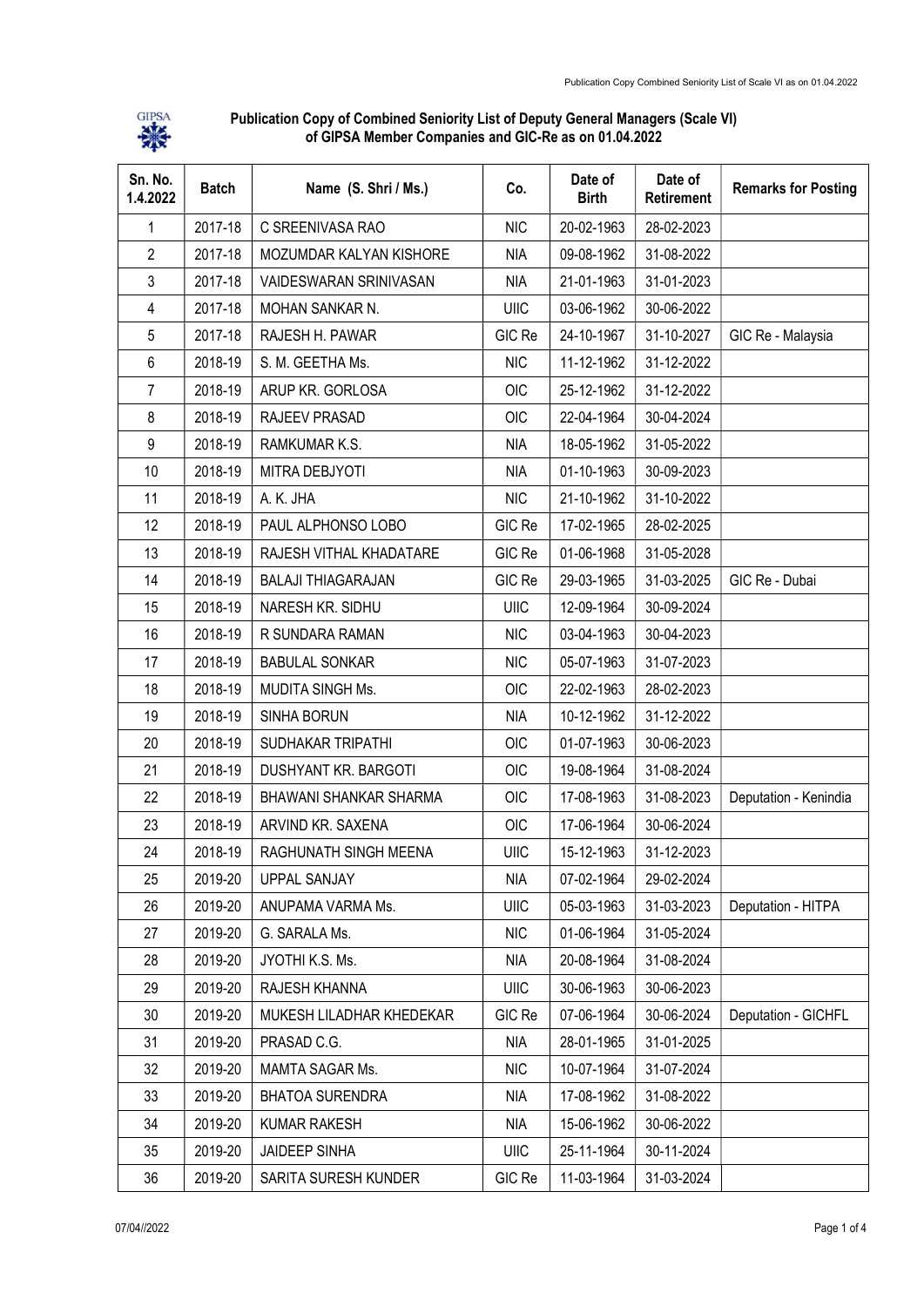**Publication Copy of Combined Seniority List of Deputy General Managers (Scale VI) of GIPSA Member Companies and GIC-Re as on 01.04.2022**

| Sn. No. 1.4.2022 | Batch | Name (S. Shri / Ms.) | Co. | Date of Birth | Date of Retirement | Remarks for Posting |
|---|---|---|---|---|---|---|
| 1 | 2017-18 | C SREENIVASA RAO | NIC | 20-02-1963 | 28-02-2023 | |
| 2 | 2017-18 | MOZUMDAR KALYAN KISHORE | NIA | 09-08-1962 | 31-08-2022 | |
| 3 | 2017-18 | VAIDESWARAN SRINIVASAN | NIA | 21-01-1963 | 31-01-2023 | |
| 4 | 2017-18 | MOHAN SANKAR N. | UIIC | 03-06-1962 | 30-06-2022 | |
| 5 | 2017-18 | RAJESH H. PAWAR | GIC Re | 24-10-1967 | 31-10-2027 | GIC Re - Malaysia |
| 6 | 2018-19 | S. M. GEETHA Ms. | NIC | 11-12-1962 | 31-12-2022 | |
| 7 | 2018-19 | ARUP KR. GORLOSA | OIC | 25-12-1962 | 31-12-2022 | |
| 8 | 2018-19 | RAJEEV PRASAD | OIC | 22-04-1964 | 30-04-2024 | |
| 9 | 2018-19 | RAMKUMAR K.S. | NIA | 18-05-1962 | 31-05-2022 | |
| 10 | 2018-19 | MITRA DEBJYOTI | NIA | 01-10-1963 | 30-09-2023 | |
| 11 | 2018-19 | A. K. JHA | NIC | 21-10-1962 | 31-10-2022 | |
| 12 | 2018-19 | PAUL ALPHONSO LOBO | GIC Re | 17-02-1965 | 28-02-2025 | |
| 13 | 2018-19 | RAJESH VITHAL KHADATARE | GIC Re | 01-06-1968 | 31-05-2028 | |
| 14 | 2018-19 | BALAJI THIAGARAJAN | GIC Re | 29-03-1965 | 31-03-2025 | GIC Re - Dubai |
| 15 | 2018-19 | NARESH KR. SIDHU | UIIC | 12-09-1964 | 30-09-2024 | |
| 16 | 2018-19 | R SUNDARA RAMAN | NIC | 03-04-1963 | 30-04-2023 | |
| 17 | 2018-19 | BABULAL SONKAR | NIC | 05-07-1963 | 31-07-2023 | |
| 18 | 2018-19 | MUDITA SINGH Ms. | OIC | 22-02-1963 | 28-02-2023 | |
| 19 | 2018-19 | SINHA BORUN | NIA | 10-12-1962 | 31-12-2022 | |
| 20 | 2018-19 | SUDHAKAR TRIPATHI | OIC | 01-07-1963 | 30-06-2023 | |
| 21 | 2018-19 | DUSHYANT KR. BARGOTI | OIC | 19-08-1964 | 31-08-2024 | |
| 22 | 2018-19 | BHAWANI SHANKAR SHARMA | OIC | 17-08-1963 | 31-08-2023 | Deputation - Kenindia |
| 23 | 2018-19 | ARVIND KR. SAXENA | OIC | 17-06-1964 | 30-06-2024 | |
| 24 | 2018-19 | RAGHUNATH SINGH MEENA | UIIC | 15-12-1963 | 31-12-2023 | |
| 25 | 2019-20 | UPPAL SANJAY | NIA | 07-02-1964 | 29-02-2024 | |
| 26 | 2019-20 | ANUPAMA VARMA Ms. | UIIC | 05-03-1963 | 31-03-2023 | Deputation - HITPA |
| 27 | 2019-20 | G. SARALA Ms. | NIC | 01-06-1964 | 31-05-2024 | |
| 28 | 2019-20 | JYOTHI K.S. Ms. | NIA | 20-08-1964 | 31-08-2024 | |
| 29 | 2019-20 | RAJESH KHANNA | UIIC | 30-06-1963 | 30-06-2023 | |
| 30 | 2019-20 | MUKESH LILADHAR KHEDEKAR | GIC Re | 07-06-1964 | 30-06-2024 | Deputation - GICHFL |
| 31 | 2019-20 | PRASAD C.G. | NIA | 28-01-1965 | 31-01-2025 | |
| 32 | 2019-20 | MAMTA SAGAR Ms. | NIC | 10-07-1964 | 31-07-2024 | |
| 33 | 2019-20 | BHATOA SURENDRA | NIA | 17-08-1962 | 31-08-2022 | |
| 34 | 2019-20 | KUMAR RAKESH | NIA | 15-06-1962 | 30-06-2022 | |
| 35 | 2019-20 | JAIDEEP SINHA | UIIC | 25-11-1964 | 30-11-2024 | |
| 36 | 2019-20 | SARITA SURESH KUNDER | GIC Re | 11-03-1964 | 31-03-2024 | |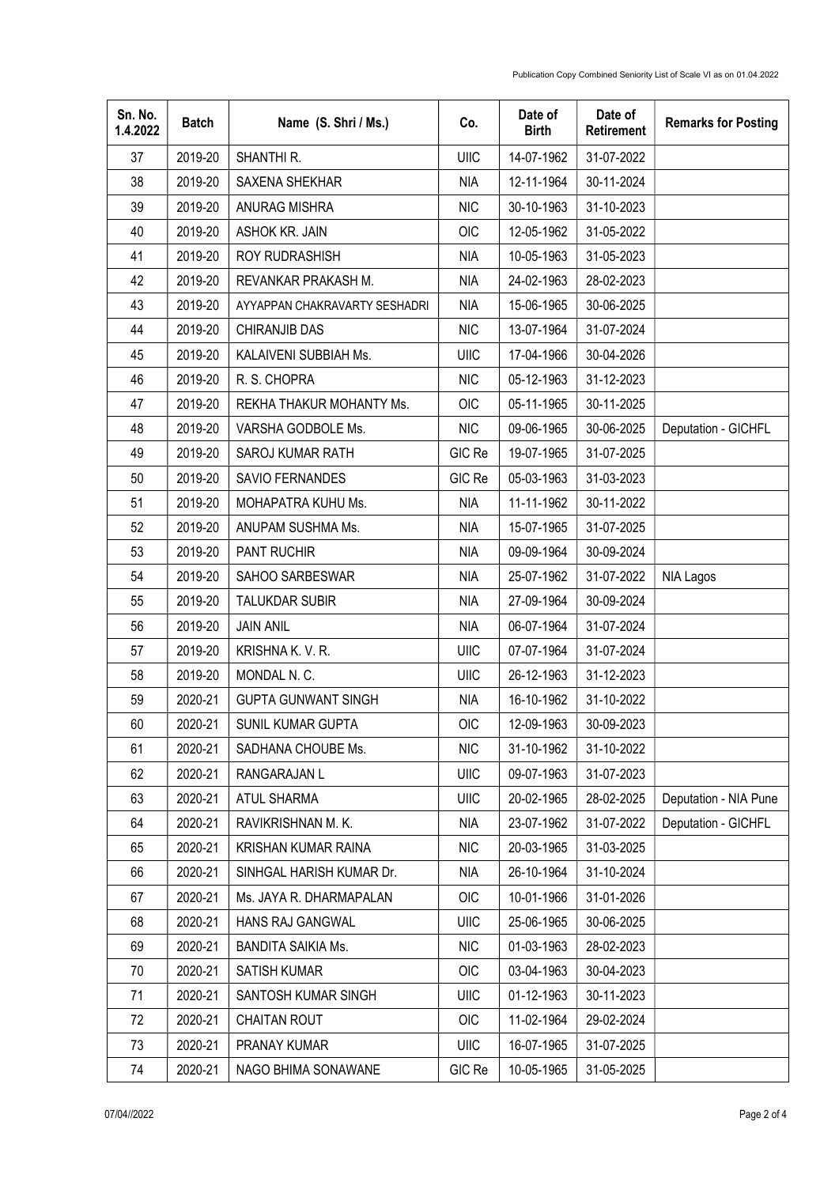| Sn. No. 1.4.2022 | Batch | Name (S. Shri / Ms.) | Co. | Date of Birth | Date of Retirement | Remarks for Posting |
|---|---|---|---|---|---|---|
| 37 | 2019-20 | SHANTHI R. | UIIC | 14-07-1962 | 31-07-2022 | |
| 38 | 2019-20 | SAXENA SHEKHAR | NIA | 12-11-1964 | 30-11-2024 | |
| 39 | 2019-20 | ANURAG MISHRA | NIC | 30-10-1963 | 31-10-2023 | |
| 40 | 2019-20 | ASHOK KR. JAIN | OIC | 12-05-1962 | 31-05-2022 | |
| 41 | 2019-20 | ROY RUDRASHISH | NIA | 10-05-1963 | 31-05-2023 | |
| 42 | 2019-20 | REVANKAR PRAKASH M. | NIA | 24-02-1963 | 28-02-2023 | |
| 43 | 2019-20 | AYYAPPAN CHAKRAVARTY SESHADRI | NIA | 15-06-1965 | 30-06-2025 | |
| 44 | 2019-20 | CHIRANJIB DAS | NIC | 13-07-1964 | 31-07-2024 | |
| 45 | 2019-20 | KALAIVENI SUBBIAH Ms. | UIIC | 17-04-1966 | 30-04-2026 | |
| 46 | 2019-20 | R. S. CHOPRA | NIC | 05-12-1963 | 31-12-2023 | |
| 47 | 2019-20 | REKHA THAKUR MOHANTY Ms. | OIC | 05-11-1965 | 30-11-2025 | |
| 48 | 2019-20 | VARSHA GODBOLE Ms. | NIC | 09-06-1965 | 30-06-2025 | Deputation - GICHFL |
| 49 | 2019-20 | SAROJ KUMAR RATH | GIC Re | 19-07-1965 | 31-07-2025 | |
| 50 | 2019-20 | SAVIO FERNANDES | GIC Re | 05-03-1963 | 31-03-2023 | |
| 51 | 2019-20 | MOHAPATRA KUHU Ms. | NIA | 11-11-1962 | 30-11-2022 | |
| 52 | 2019-20 | ANUPAM SUSHMA Ms. | NIA | 15-07-1965 | 31-07-2025 | |
| 53 | 2019-20 | PANT RUCHIR | NIA | 09-09-1964 | 30-09-2024 | |
| 54 | 2019-20 | SAHOO SARBESWAR | NIA | 25-07-1962 | 31-07-2022 | NIA Lagos |
| 55 | 2019-20 | TALUKDAR SUBIR | NIA | 27-09-1964 | 30-09-2024 | |
| 56 | 2019-20 | JAIN ANIL | NIA | 06-07-1964 | 31-07-2024 | |
| 57 | 2019-20 | KRISHNA K. V. R. | UIIC | 07-07-1964 | 31-07-2024 | |
| 58 | 2019-20 | MONDAL N. C. | UIIC | 26-12-1963 | 31-12-2023 | |
| 59 | 2020-21 | GUPTA GUNWANT SINGH | NIA | 16-10-1962 | 31-10-2022 | |
| 60 | 2020-21 | SUNIL KUMAR GUPTA | OIC | 12-09-1963 | 30-09-2023 | |
| 61 | 2020-21 | SADHANA CHOUBE Ms. | NIC | 31-10-1962 | 31-10-2022 | |
| 62 | 2020-21 | RANGARAJAN L | UIIC | 09-07-1963 | 31-07-2023 | |
| 63 | 2020-21 | ATUL SHARMA | UIIC | 20-02-1965 | 28-02-2025 | Deputation - NIA Pune |
| 64 | 2020-21 | RAVIKRISHNAN M. K. | NIA | 23-07-1962 | 31-07-2022 | Deputation - GICHFL |
| 65 | 2020-21 | KRISHAN KUMAR RAINA | NIC | 20-03-1965 | 31-03-2025 | |
| 66 | 2020-21 | SINHGAL HARISH KUMAR Dr. | NIA | 26-10-1964 | 31-10-2024 | |
| 67 | 2020-21 | Ms. JAYA R. DHARMAPALAN | OIC | 10-01-1966 | 31-01-2026 | |
| 68 | 2020-21 | HANS RAJ GANGWAL | UIIC | 25-06-1965 | 30-06-2025 | |
| 69 | 2020-21 | BANDITA SAIKIA Ms. | NIC | 01-03-1963 | 28-02-2023 | |
| 70 | 2020-21 | SATISH KUMAR | OIC | 03-04-1963 | 30-04-2023 | |
| 71 | 2020-21 | SANTOSH KUMAR SINGH | UIIC | 01-12-1963 | 30-11-2023 | |
| 72 | 2020-21 | CHAITAN ROUT | OIC | 11-02-1964 | 29-02-2024 | |
| 73 | 2020-21 | PRANAY KUMAR | UIIC | 16-07-1965 | 31-07-2025 | |
| 74 | 2020-21 | NAGO BHIMA SONAWANE | GIC Re | 10-05-1965 | 31-05-2025 | |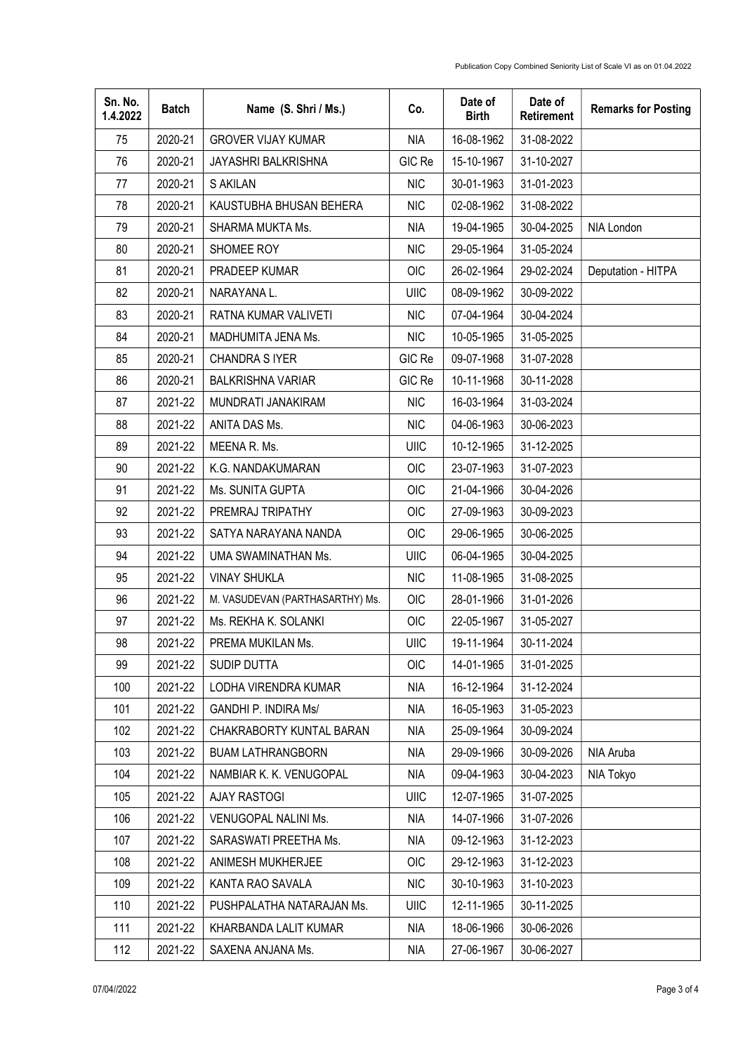| Sn. No. 1.4.2022 | Batch | Name (S. Shri / Ms.) | Co. | Date of Birth | Date of Retirement | Remarks for Posting |
|---|---|---|---|---|---|---|
| 75 | 2020-21 | GROVER VIJAY KUMAR | NIA | 16-08-1962 | 31-08-2022 | |
| 76 | 2020-21 | JAYASHRI BALKRISHNA | GIC Re | 15-10-1967 | 31-10-2027 | |
| 77 | 2020-21 | S AKILAN | NIC | 30-01-1963 | 31-01-2023 | |
| 78 | 2020-21 | KAUSTUBHA BHUSAN BEHERA | NIC | 02-08-1962 | 31-08-2022 | |
| 79 | 2020-21 | SHARMA MUKTA Ms. | NIA | 19-04-1965 | 30-04-2025 | NIA London |
| 80 | 2020-21 | SHOMEE ROY | NIC | 29-05-1964 | 31-05-2024 | |
| 81 | 2020-21 | PRADEEP KUMAR | OIC | 26-02-1964 | 29-02-2024 | Deputation - HITPA |
| 82 | 2020-21 | NARAYANA L. | UIIC | 08-09-1962 | 30-09-2022 | |
| 83 | 2020-21 | RATNA KUMAR VALIVETI | NIC | 07-04-1964 | 30-04-2024 | |
| 84 | 2020-21 | MADHUMITA JENA Ms. | NIC | 10-05-1965 | 31-05-2025 | |
| 85 | 2020-21 | CHANDRA S IYER | GIC Re | 09-07-1968 | 31-07-2028 | |
| 86 | 2020-21 | BALKRISHNA VARIAR | GIC Re | 10-11-1968 | 30-11-2028 | |
| 87 | 2021-22 | MUNDRATI JANAKIRAM | NIC | 16-03-1964 | 31-03-2024 | |
| 88 | 2021-22 | ANITA DAS Ms. | NIC | 04-06-1963 | 30-06-2023 | |
| 89 | 2021-22 | MEENA R. Ms. | UIIC | 10-12-1965 | 31-12-2025 | |
| 90 | 2021-22 | K.G. NANDAKUMARAN | OIC | 23-07-1963 | 31-07-2023 | |
| 91 | 2021-22 | Ms. SUNITA GUPTA | OIC | 21-04-1966 | 30-04-2026 | |
| 92 | 2021-22 | PREMRAJ TRIPATHY | OIC | 27-09-1963 | 30-09-2023 | |
| 93 | 2021-22 | SATYA NARAYANA NANDA | OIC | 29-06-1965 | 30-06-2025 | |
| 94 | 2021-22 | UMA SWAMINATHAN Ms. | UIIC | 06-04-1965 | 30-04-2025 | |
| 95 | 2021-22 | VINAY SHUKLA | NIC | 11-08-1965 | 31-08-2025 | |
| 96 | 2021-22 | M. VASUDEVAN (PARTHASARTHY) Ms. | OIC | 28-01-1966 | 31-01-2026 | |
| 97 | 2021-22 | Ms. REKHA K. SOLANKI | OIC | 22-05-1967 | 31-05-2027 | |
| 98 | 2021-22 | PREMA MUKILAN Ms. | UIIC | 19-11-1964 | 30-11-2024 | |
| 99 | 2021-22 | SUDIP DUTTA | OIC | 14-01-1965 | 31-01-2025 | |
| 100 | 2021-22 | LODHA VIRENDRA KUMAR | NIA | 16-12-1964 | 31-12-2024 | |
| 101 | 2021-22 | GANDHI P. INDIRA Ms/ | NIA | 16-05-1963 | 31-05-2023 | |
| 102 | 2021-22 | CHAKRABORTY KUNTAL BARAN | NIA | 25-09-1964 | 30-09-2024 | |
| 103 | 2021-22 | BUAM LATHRANGBORN | NIA | 29-09-1966 | 30-09-2026 | NIA Aruba |
| 104 | 2021-22 | NAMBIAR K. K. VENUGOPAL | NIA | 09-04-1963 | 30-04-2023 | NIA Tokyo |
| 105 | 2021-22 | AJAY RASTOGI | UIIC | 12-07-1965 | 31-07-2025 | |
| 106 | 2021-22 | VENUGOPAL NALINI Ms. | NIA | 14-07-1966 | 31-07-2026 | |
| 107 | 2021-22 | SARASWATI PREETHA Ms. | NIA | 09-12-1963 | 31-12-2023 | |
| 108 | 2021-22 | ANIMESH MUKHERJEE | OIC | 29-12-1963 | 31-12-2023 | |
| 109 | 2021-22 | KANTA RAO SAVALA | NIC | 30-10-1963 | 31-10-2023 | |
| 110 | 2021-22 | PUSHPALATHA NATARAJAN Ms. | UIIC | 12-11-1965 | 30-11-2025 | |
| 111 | 2021-22 | KHARBANDA LALIT KUMAR | NIA | 18-06-1966 | 30-06-2026 | |
| 112 | 2021-22 | SAXENA ANJANA Ms. | NIA | 27-06-1967 | 30-06-2027 | |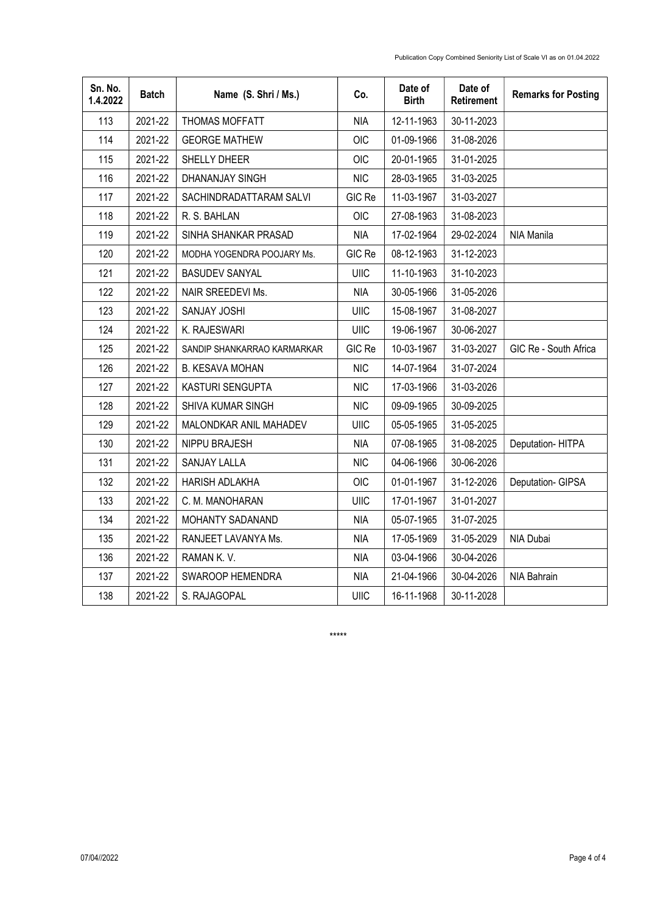| Sn. No. 1.4.2022 | Batch | Name (S. Shri / Ms.) | Co. | Date of Birth | Date of Retirement | Remarks for Posting |
|---|---|---|---|---|---|---|
| 113 | 2021-22 | THOMAS MOFFATT | NIA | 12-11-1963 | 30-11-2023 | |
| 114 | 2021-22 | GEORGE MATHEW | OIC | 01-09-1966 | 31-08-2026 | |
| 115 | 2021-22 | SHELLY DHEER | OIC | 20-01-1965 | 31-01-2025 | |
| 116 | 2021-22 | DHANANJAY SINGH | NIC | 28-03-1965 | 31-03-2025 | |
| 117 | 2021-22 | SACHINDRADATTARAM SALVI | GIC Re | 11-03-1967 | 31-03-2027 | |
| 118 | 2021-22 | R. S. BAHLAN | OIC | 27-08-1963 | 31-08-2023 | |
| 119 | 2021-22 | SINHA SHANKAR PRASAD | NIA | 17-02-1964 | 29-02-2024 | NIA Manila |
| 120 | 2021-22 | MODHA YOGENDRA POOJARY Ms. | GIC Re | 08-12-1963 | 31-12-2023 | |
| 121 | 2021-22 | BASUDEV SANYAL | UIIC | 11-10-1963 | 31-10-2023 | |
| 122 | 2021-22 | NAIR SREEDEVI Ms. | NIA | 30-05-1966 | 31-05-2026 | |
| 123 | 2021-22 | SANJAY JOSHI | UIIC | 15-08-1967 | 31-08-2027 | |
| 124 | 2021-22 | K. RAJESWARI | UIIC | 19-06-1967 | 30-06-2027 | |
| 125 | 2021-22 | SANDIP SHANKARRAO KARMARKAR | GIC Re | 10-03-1967 | 31-03-2027 | GIC Re - South Africa |
| 126 | 2021-22 | B. KESAVA MOHAN | NIC | 14-07-1964 | 31-07-2024 | |
| 127 | 2021-22 | KASTURI SENGUPTA | NIC | 17-03-1966 | 31-03-2026 | |
| 128 | 2021-22 | SHIVA KUMAR SINGH | NIC | 09-09-1965 | 30-09-2025 | |
| 129 | 2021-22 | MALONDKAR ANIL MAHADEV | UIIC | 05-05-1965 | 31-05-2025 | |
| 130 | 2021-22 | NIPPU BRAJESH | NIA | 07-08-1965 | 31-08-2025 | Deputation- HITPA |
| 131 | 2021-22 | SANJAY LALLA | NIC | 04-06-1966 | 30-06-2026 | |
| 132 | 2021-22 | HARISH ADLAKHA | OIC | 01-01-1967 | 31-12-2026 | Deputation- GIPSA |
| 133 | 2021-22 | C. M. MANOHARAN | UIIC | 17-01-1967 | 31-01-2027 | |
| 134 | 2021-22 | MOHANTY SADANAND | NIA | 05-07-1965 | 31-07-2025 | |
| 135 | 2021-22 | RANJEET LAVANYA Ms. | NIA | 17-05-1969 | 31-05-2029 | NIA Dubai |
| 136 | 2021-22 | RAMAN K. V. | NIA | 03-04-1966 | 30-04-2026 | |
| 137 | 2021-22 | SWAROOP HEMENDRA | NIA | 21-04-1966 | 30-04-2026 | NIA Bahrain |
| 138 | 2021-22 | S. RAJAGOPAL | UIIC | 16-11-1968 | 30-11-2028 | |

*****